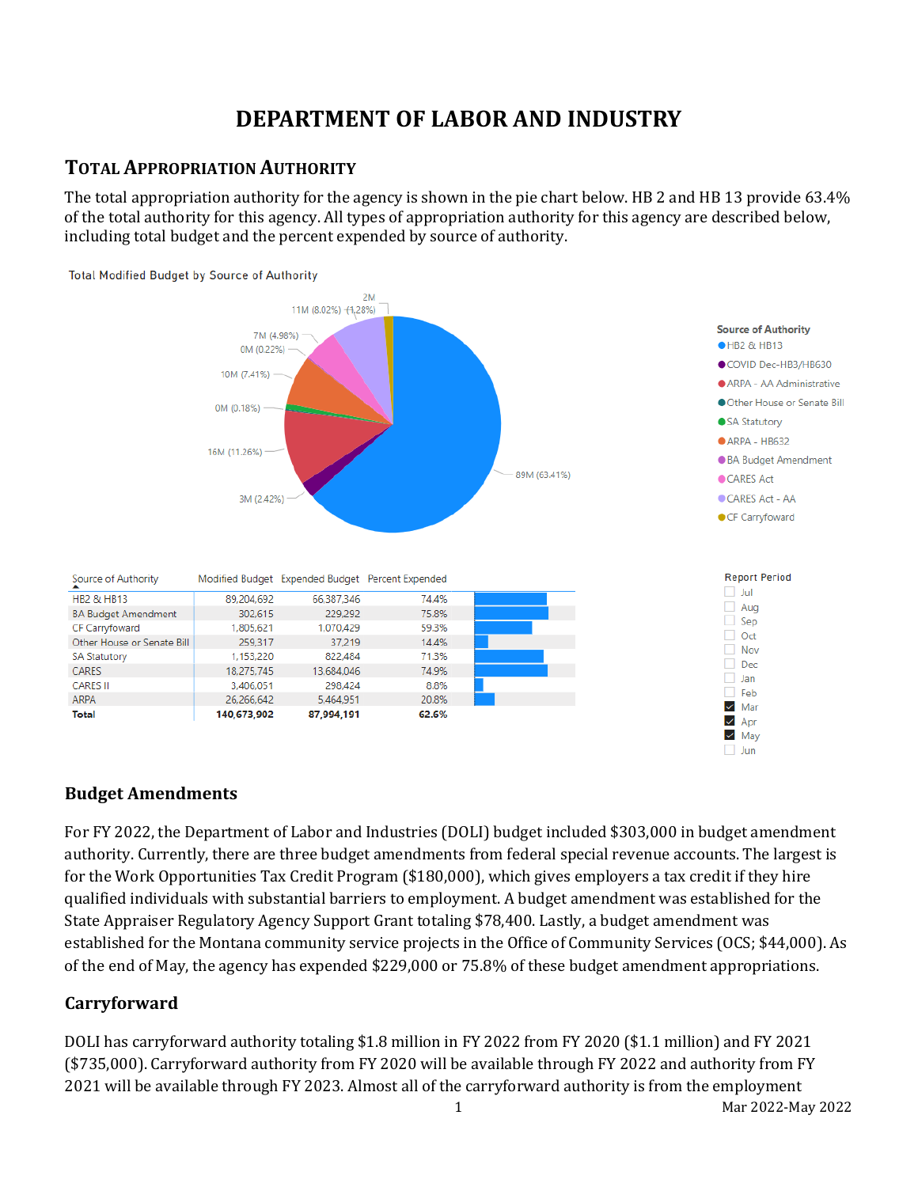# DEPARTMENT OF LABOR AND INDUSTRY

## TOTAL APPROPRIATION AUTHORITY

The total appropriation authority for the agency is shown in the pie chart below. HB 2 and HB 13 provide 63.4% of the total authority for this agency. All types of appropriation authority for this agency are described below, including total budget and the percent expended by source of authority.

Total Modified Budget by Source of Authority

2M
11M (8.02%) (1.28%)
7M (4.98%)
0M (0.22%)
10M (7.41%)
0M (0.18%)
16M (11.26%)
3M (2.42%)
89M (63.41%)

Source of Authority
- HB2 & HB13
- COVID Dec-HB3/HB630
- ARPA - AA Administrative
- Other House or Senate Bill
- SA Statutory
- ARPA - HB632
- BA Budget Amendment
- CARES Act
- CARES Act - AA
- CF Carryfoward

| Source of Authority | Modified Budget | Expended Budget | Percent Expended |
|---|---|---|---|
| HB2 & HB13 | 89,204,692 | 66,387,346 | 74.4% |
| BA Budget Amendment | 302,615 | 229,292 | 75.8% |
| CF Carryfoward | 1,805,621 | 1,070,429 | 59.3% |
| Other House or Senate Bill | 259,317 | 37,219 | 14.4% |
| SA Statutory | 1,153,220 | 822,484 | 71.3% |
| CARES | 18,275,745 | 13,684,046 | 74.9% |
| CARES II | 3,406,051 | 298,424 | 8.8% |
| ARPA | 26,266,642 | 5,464,951 | 20.8% |
| **Total** | **140,673,902** | **87,994,191** | **62.6%** |

Report Period
- [ ] Jul
- [ ] Aug
- [ ] Sep
- [ ] Oct
- [ ] Nov
- [ ] Dec
- [ ] Jan
- [ ] Feb
- [x] Mar
- [x] Apr
- [x] May
- [ ] Jun

### Budget Amendments

For FY 2022, the Department of Labor and Industries (DOLI) budget included $303,000 in budget amendment authority. Currently, there are three budget amendments from federal special revenue accounts. The largest is for the Work Opportunities Tax Credit Program ($180,000), which gives employers a tax credit if they hire qualified individuals with substantial barriers to employment. A budget amendment was established for the State Appraiser Regulatory Agency Support Grant totaling $78,400. Lastly, a budget amendment was established for the Montana community service projects in the Office of Community Services (OCS; $44,000). As of the end of May, the agency has expended $229,000 or 75.8% of these budget amendment appropriations.

### Carryforward

DOLI has carryforward authority totaling $1.8 million in FY 2022 from FY 2020 ($1.1 million) and FY 2021 ($735,000). Carryforward authority from FY 2020 will be available through FY 2022 and authority from FY 2021 will be available through FY 2023. Almost all of the carryforward authority is from the employment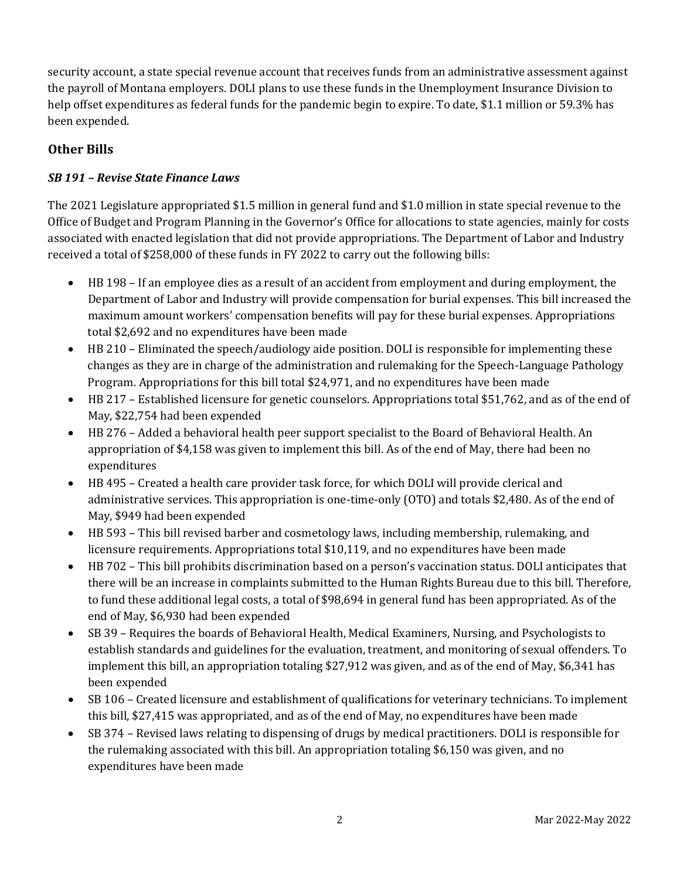security account, a state special revenue account that receives funds from an administrative assessment against the payroll of Montana employers. DOLI plans to use these funds in the Unemployment Insurance Division to help offset expenditures as federal funds for the pandemic begin to expire. To date, $1.1 million or 59.3% has been expended.

## Other Bills

### *SB 191 – Revise State Finance Laws*

The 2021 Legislature appropriated $1.5 million in general fund and $1.0 million in state special revenue to the Office of Budget and Program Planning in the Governor's Office for allocations to state agencies, mainly for costs associated with enacted legislation that did not provide appropriations. The Department of Labor and Industry received a total of $258,000 of these funds in FY 2022 to carry out the following bills:

- HB 198 – If an employee dies as a result of an accident from employment and during employment, the Department of Labor and Industry will provide compensation for burial expenses. This bill increased the maximum amount workers' compensation benefits will pay for these burial expenses. Appropriations total $2,692 and no expenditures have been made
- HB 210 – Eliminated the speech/audiology aide position. DOLI is responsible for implementing these changes as they are in charge of the administration and rulemaking for the Speech-Language Pathology Program. Appropriations for this bill total $24,971, and no expenditures have been made
- HB 217 – Established licensure for genetic counselors. Appropriations total $51,762, and as of the end of May, $22,754 had been expended
- HB 276 – Added a behavioral health peer support specialist to the Board of Behavioral Health. An appropriation of $4,158 was given to implement this bill. As of the end of May, there had been no expenditures
- HB 495 – Created a health care provider task force, for which DOLI will provide clerical and administrative services. This appropriation is one-time-only (OTO) and totals $2,480. As of the end of May, $949 had been expended
- HB 593 – This bill revised barber and cosmetology laws, including membership, rulemaking, and licensure requirements. Appropriations total $10,119, and no expenditures have been made
- HB 702 – This bill prohibits discrimination based on a person's vaccination status. DOLI anticipates that there will be an increase in complaints submitted to the Human Rights Bureau due to this bill. Therefore, to fund these additional legal costs, a total of $98,694 in general fund has been appropriated. As of the end of May, $6,930 had been expended
- SB 39 – Requires the boards of Behavioral Health, Medical Examiners, Nursing, and Psychologists to establish standards and guidelines for the evaluation, treatment, and monitoring of sexual offenders. To implement this bill, an appropriation totaling $27,912 was given, and as of the end of May, $6,341 has been expended
- SB 106 – Created licensure and establishment of qualifications for veterinary technicians. To implement this bill, $27,415 was appropriated, and as of the end of May, no expenditures have been made
- SB 374 – Revised laws relating to dispensing of drugs by medical practitioners. DOLI is responsible for the rulemaking associated with this bill. An appropriation totaling $6,150 was given, and no expenditures have been made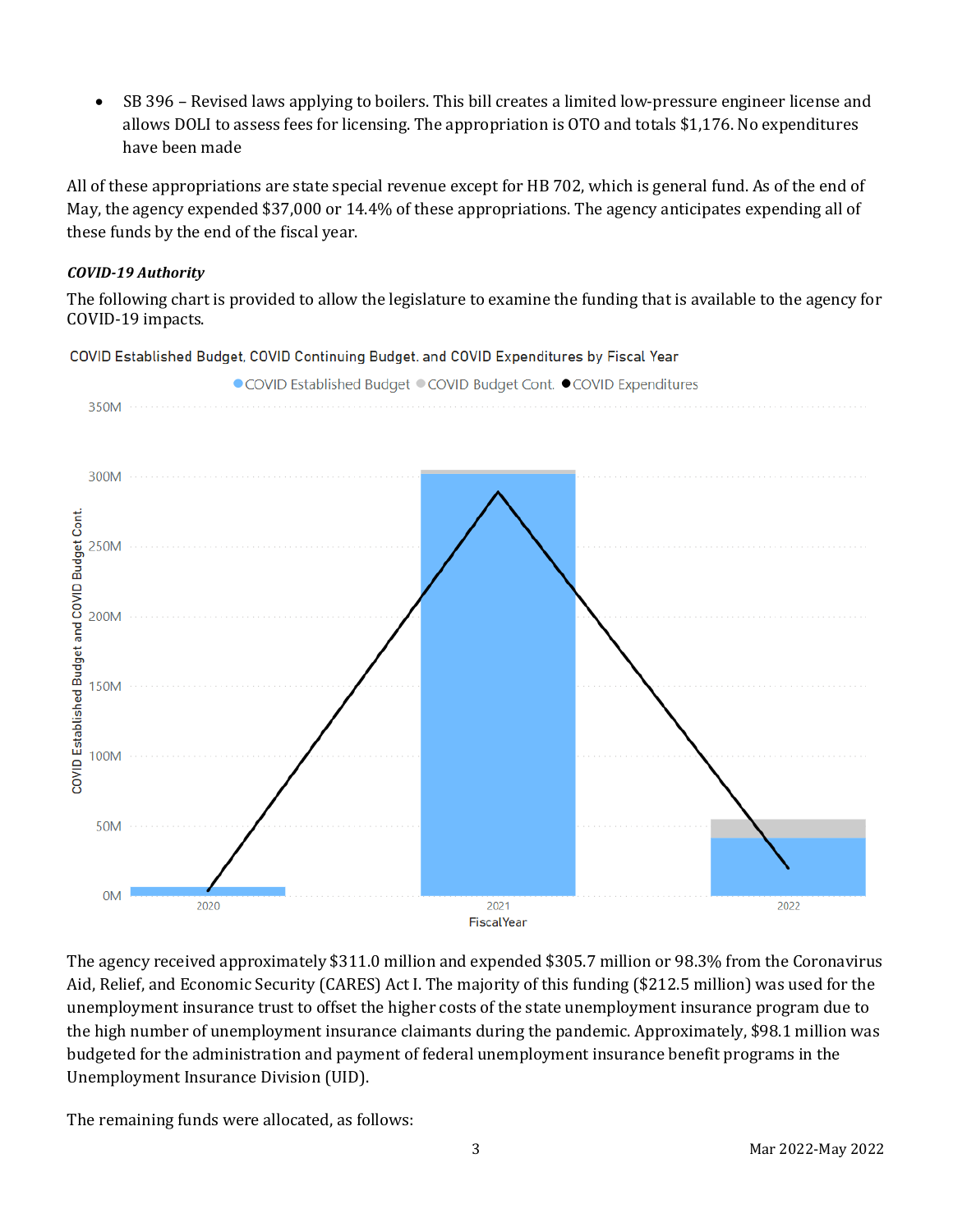- SB 396 – Revised laws applying to boilers. This bill creates a limited low-pressure engineer license and allows DOLI to assess fees for licensing. The appropriation is OTO and totals $1,176. No expenditures have been made

All of these appropriations are state special revenue except for HB 702, which is general fund. As of the end of May, the agency expended $37,000 or 14.4% of these appropriations. The agency anticipates expending all of these funds by the end of the fiscal year.

***COVID-19 Authority***

The following chart is provided to allow the legislature to examine the funding that is available to the agency for COVID-19 impacts.

COVID Established Budget, COVID Continuing Budget. and COVID Expenditures by Fiscal Year

COVID Established Budget
COVID Budget Cont.
COVID Expenditures

COVID Established Budget and COVID Budget Cont.

350M
300M
250M
200M
150M
100M
50M
0M

2020
2021
2022

FiscalYear

The agency received approximately $311.0 million and expended $305.7 million or 98.3% from the Coronavirus Aid, Relief, and Economic Security (CARES) Act I. The majority of this funding ($212.5 million) was used for the unemployment insurance trust to offset the higher costs of the state unemployment insurance program due to the high number of unemployment insurance claimants during the pandemic. Approximately, $98.1 million was budgeted for the administration and payment of federal unemployment insurance benefit programs in the Unemployment Insurance Division (UID).

The remaining funds were allocated, as follows: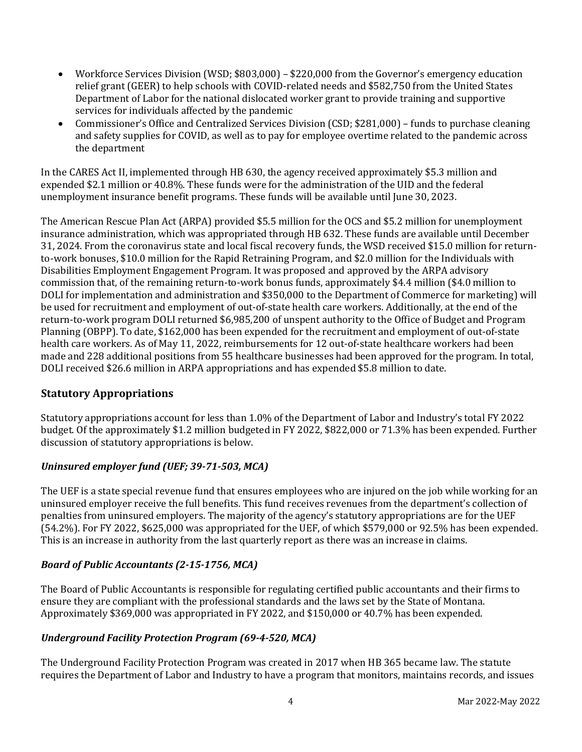- Workforce Services Division (WSD; $803,000) – $220,000 from the Governor's emergency education relief grant (GEER) to help schools with COVID-related needs and $582,750 from the United States Department of Labor for the national dislocated worker grant to provide training and supportive services for individuals affected by the pandemic
- Commissioner's Office and Centralized Services Division (CSD; $281,000) – funds to purchase cleaning and safety supplies for COVID, as well as to pay for employee overtime related to the pandemic across the department

In the CARES Act II, implemented through HB 630, the agency received approximately $5.3 million and expended $2.1 million or 40.8%. These funds were for the administration of the UID and the federal unemployment insurance benefit programs. These funds will be available until June 30, 2023.

The American Rescue Plan Act (ARPA) provided $5.5 million for the OCS and $5.2 million for unemployment insurance administration, which was appropriated through HB 632. These funds are available until December 31, 2024. From the coronavirus state and local fiscal recovery funds, the WSD received $15.0 million for return-to-work bonuses, $10.0 million for the Rapid Retraining Program, and $2.0 million for the Individuals with Disabilities Employment Engagement Program. It was proposed and approved by the ARPA advisory commission that, of the remaining return-to-work bonus funds, approximately $4.4 million ($4.0 million to DOLI for implementation and administration and $350,000 to the Department of Commerce for marketing) will be used for recruitment and employment of out-of-state health care workers. Additionally, at the end of the return-to-work program DOLI returned $6,985,200 of unspent authority to the Office of Budget and Program Planning (OBPP). To date, $162,000 has been expended for the recruitment and employment of out-of-state health care workers. As of May 11, 2022, reimbursements for 12 out-of-state healthcare workers had been made and 228 additional positions from 55 healthcare businesses had been approved for the program. In total, DOLI received $26.6 million in ARPA appropriations and has expended $5.8 million to date.

## Statutory Appropriations

Statutory appropriations account for less than 1.0% of the Department of Labor and Industry's total FY 2022 budget. Of the approximately $1.2 million budgeted in FY 2022, $822,000 or 71.3% has been expended. Further discussion of statutory appropriations is below.

### *Uninsured employer fund (UEF; 39-71-503, MCA)*

The UEF is a state special revenue fund that ensures employees who are injured on the job while working for an uninsured employer receive the full benefits. This fund receives revenues from the department's collection of penalties from uninsured employers. The majority of the agency's statutory appropriations are for the UEF (54.2%). For FY 2022, $625,000 was appropriated for the UEF, of which $579,000 or 92.5% has been expended. This is an increase in authority from the last quarterly report as there was an increase in claims.

### *Board of Public Accountants (2-15-1756, MCA)*

The Board of Public Accountants is responsible for regulating certified public accountants and their firms to ensure they are compliant with the professional standards and the laws set by the State of Montana. Approximately $369,000 was appropriated in FY 2022, and $150,000 or 40.7% has been expended.

### *Underground Facility Protection Program (69-4-520, MCA)*

The Underground Facility Protection Program was created in 2017 when HB 365 became law. The statute requires the Department of Labor and Industry to have a program that monitors, maintains records, and issues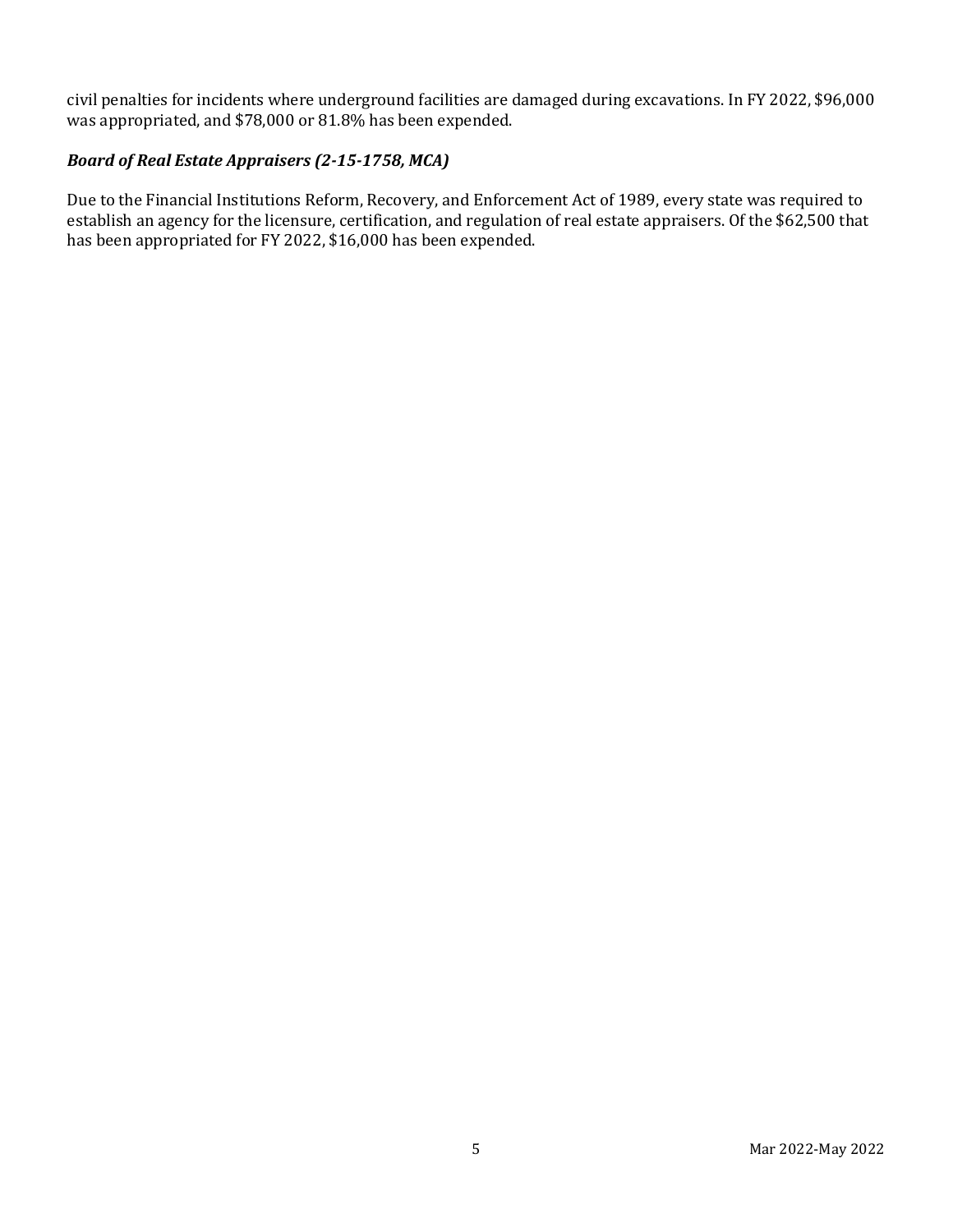civil penalties for incidents where underground facilities are damaged during excavations. In FY 2022, $96,000 was appropriated, and $78,000 or 81.8% has been expended.

### ***Board of Real Estate Appraisers (2-15-1758, MCA)***

Due to the Financial Institutions Reform, Recovery, and Enforcement Act of 1989, every state was required to establish an agency for the licensure, certification, and regulation of real estate appraisers. Of the $62,500 that has been appropriated for FY 2022, $16,000 has been expended.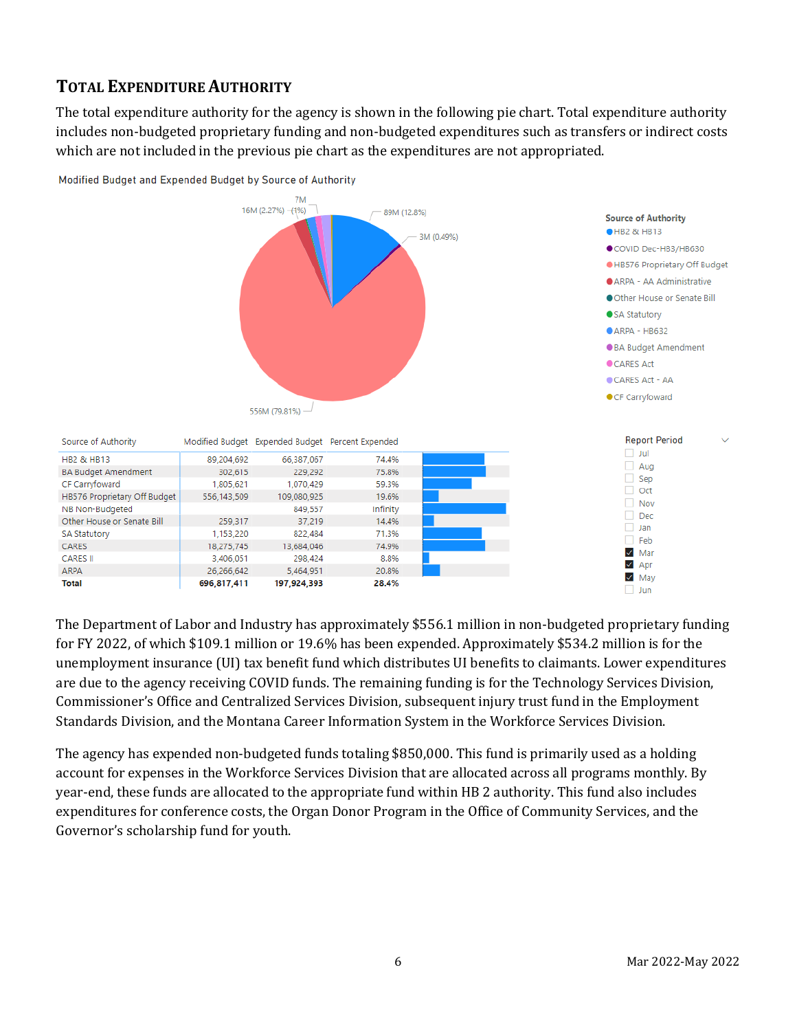## TOTAL EXPENDITURE AUTHORITY

The total expenditure authority for the agency is shown in the following pie chart. Total expenditure authority includes non-budgeted proprietary funding and non-budgeted expenditures such as transfers or indirect costs which are not included in the previous pie chart as the expenditures are not appropriated.

Modified Budget and Expended Budget by Source of Authority

7M
16M (2.27%)
(1%)
89M (12.8%)
3M (0.49%)
556M (79.81%)

Source of Authority
HB2 & HB13
COVID Dec-HB3/HB630
HB576 Proprietary Off Budget
ARPA - AA Administrative
Other House or Senate Bill
SA Statutory
ARPA - HB632
BA Budget Amendment
CARES Act
CARES Act - AA
CF Carryfoward

| Source of Authority | Modified Budget | Expended Budget | Percent Expended |
|---|---|---|---|
| HB2 & HB13 | 89,204,692 | 66,387,067 | 74.4% |
| BA Budget Amendment | 302,615 | 229,292 | 75.8% |
| CF Carryfoward | 1,805,621 | 1,070,429 | 59.3% |
| HB576 Proprietary Off Budget | 556,143,509 | 109,080,925 | 19.6% |
| NB Non-Budgeted | | 849,557 | Infinity |
| Other House or Senate Bill | 259,317 | 37,219 | 14.4% |
| SA Statutory | 1,153,220 | 822,484 | 71.3% |
| CARES | 18,275,745 | 13,684,046 | 74.9% |
| CARES II | 3,406,051 | 298,424 | 8.8% |
| ARPA | 26,266,642 | 5,464,951 | 20.8% |
| **Total** | **696,817,411** | **197,924,393** | **28.4%** |

Report Period
Jul
Aug
Sep
Oct
Nov
Dec
Jan
Feb
☑ Mar
☑ Apr
☑ May
Jun

The Department of Labor and Industry has approximately $556.1 million in non-budgeted proprietary funding for FY 2022, of which $109.1 million or 19.6% has been expended. Approximately $534.2 million is for the unemployment insurance (UI) tax benefit fund which distributes UI benefits to claimants. Lower expenditures are due to the agency receiving COVID funds. The remaining funding is for the Technology Services Division, Commissioner's Office and Centralized Services Division, subsequent injury trust fund in the Employment Standards Division, and the Montana Career Information System in the Workforce Services Division.

The agency has expended non-budgeted funds totaling $850,000. This fund is primarily used as a holding account for expenses in the Workforce Services Division that are allocated across all programs monthly. By year-end, these funds are allocated to the appropriate fund within HB 2 authority. This fund also includes expenditures for conference costs, the Organ Donor Program in the Office of Community Services, and the Governor's scholarship fund for youth.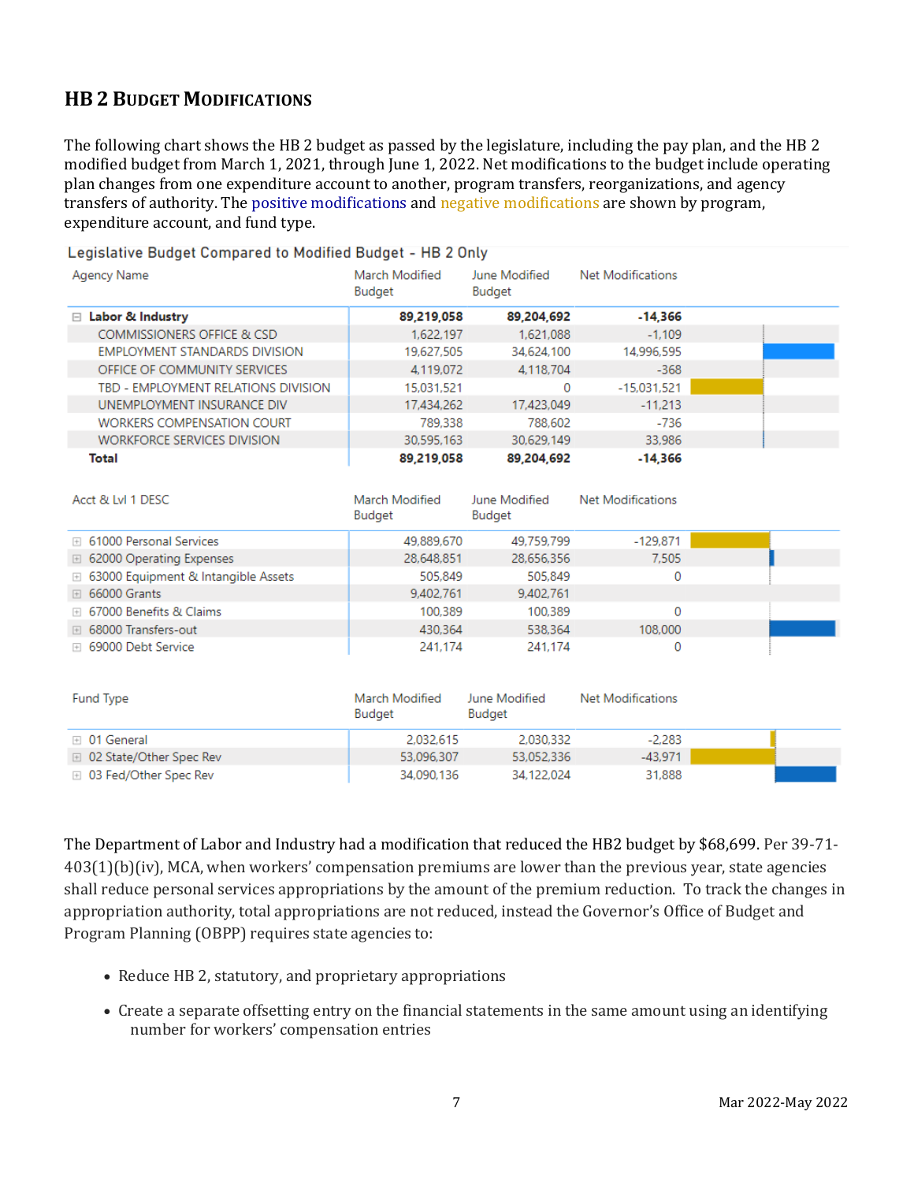## HB 2 Budget Modifications

The following chart shows the HB 2 budget as passed by the legislature, including the pay plan, and the HB 2 modified budget from March 1, 2021, through June 1, 2022. Net modifications to the budget include operating plan changes from one expenditure account to another, program transfers, reorganizations, and agency transfers of authority. The positive modifications and negative modifications are shown by program, expenditure account, and fund type.

Legislative Budget Compared to Modified Budget - HB 2 Only

| Agency Name | March Modified Budget | June Modified Budget | Net Modifications |
|---|---|---|---|
| **Labor & Industry** | **89,219,058** | **89,204,692** | **-14,366** |
| COMMISSIONERS OFFICE & CSD | 1,622,197 | 1,621,088 | -1,109 |
| EMPLOYMENT STANDARDS DIVISION | 19,627,505 | 34,624,100 | 14,996,595 |
| OFFICE OF COMMUNITY SERVICES | 4,119,072 | 4,118,704 | -368 |
| TBD - EMPLOYMENT RELATIONS DIVISION | 15,031,521 | 0 | -15,031,521 |
| UNEMPLOYMENT INSURANCE DIV | 17,434,262 | 17,423,049 | -11,213 |
| WORKERS COMPENSATION COURT | 789,338 | 788,602 | -736 |
| WORKFORCE SERVICES DIVISION | 30,595,163 | 30,629,149 | 33,986 |
| **Total** | **89,219,058** | **89,204,692** | **-14,366** |

| Acct & Lvl 1 DESC | March Modified Budget | June Modified Budget | Net Modifications |
|---|---|---|---|
| 61000 Personal Services | 49,889,670 | 49,759,799 | -129,871 |
| 62000 Operating Expenses | 28,648,851 | 28,656,356 | 7,505 |
| 63000 Equipment & Intangible Assets | 505,849 | 505,849 | 0 |
| 66000 Grants | 9,402,761 | 9,402,761 | |
| 67000 Benefits & Claims | 100,389 | 100,389 | 0 |
| 68000 Transfers-out | 430,364 | 538,364 | 108,000 |
| 69000 Debt Service | 241,174 | 241,174 | 0 |

| Fund Type | March Modified Budget | June Modified Budget | Net Modifications |
|---|---|---|---|
| 01 General | 2,032,615 | 2,030,332 | -2,283 |
| 02 State/Other Spec Rev | 53,096,307 | 53,052,336 | -43,971 |
| 03 Fed/Other Spec Rev | 34,090,136 | 34,122,024 | 31,888 |

The Department of Labor and Industry had a modification that reduced the HB2 budget by $68,699. Per 39-71-403(1)(b)(iv), MCA, when workers' compensation premiums are lower than the previous year, state agencies shall reduce personal services appropriations by the amount of the premium reduction. To track the changes in appropriation authority, total appropriations are not reduced, instead the Governor's Office of Budget and Program Planning (OBPP) requires state agencies to:

- Reduce HB 2, statutory, and proprietary appropriations
- Create a separate offsetting entry on the financial statements in the same amount using an identifying number for workers' compensation entries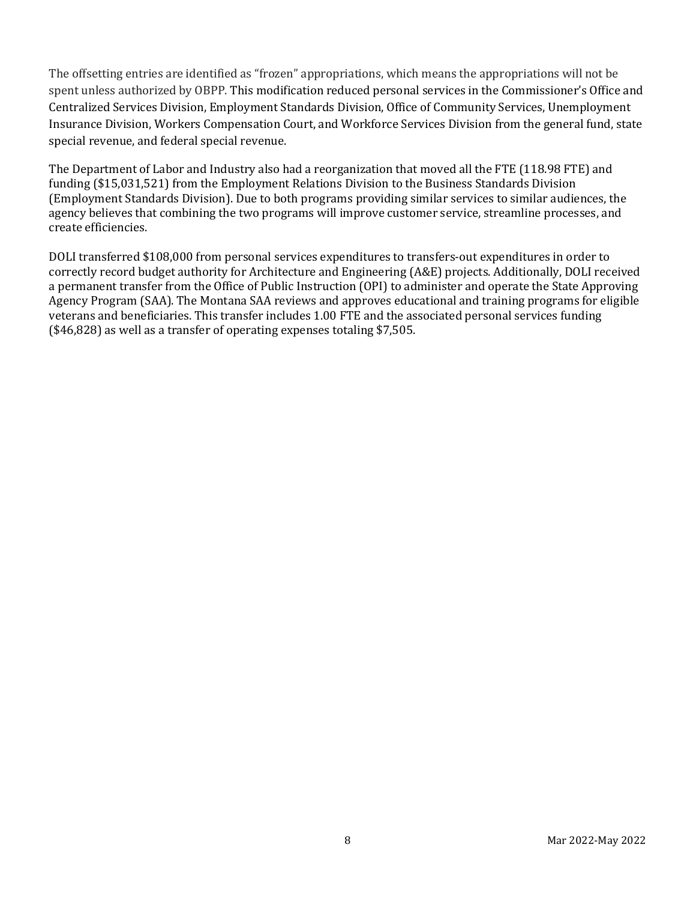The offsetting entries are identified as "frozen" appropriations, which means the appropriations will not be spent unless authorized by OBPP. This modification reduced personal services in the Commissioner's Office and Centralized Services Division, Employment Standards Division, Office of Community Services, Unemployment Insurance Division, Workers Compensation Court, and Workforce Services Division from the general fund, state special revenue, and federal special revenue.

The Department of Labor and Industry also had a reorganization that moved all the FTE (118.98 FTE) and funding ($15,031,521) from the Employment Relations Division to the Business Standards Division (Employment Standards Division). Due to both programs providing similar services to similar audiences, the agency believes that combining the two programs will improve customer service, streamline processes, and create efficiencies.

DOLI transferred $108,000 from personal services expenditures to transfers-out expenditures in order to correctly record budget authority for Architecture and Engineering (A&E) projects. Additionally, DOLI received a permanent transfer from the Office of Public Instruction (OPI) to administer and operate the State Approving Agency Program (SAA). The Montana SAA reviews and approves educational and training programs for eligible veterans and beneficiaries. This transfer includes 1.00 FTE and the associated personal services funding ($46,828) as well as a transfer of operating expenses totaling $7,505.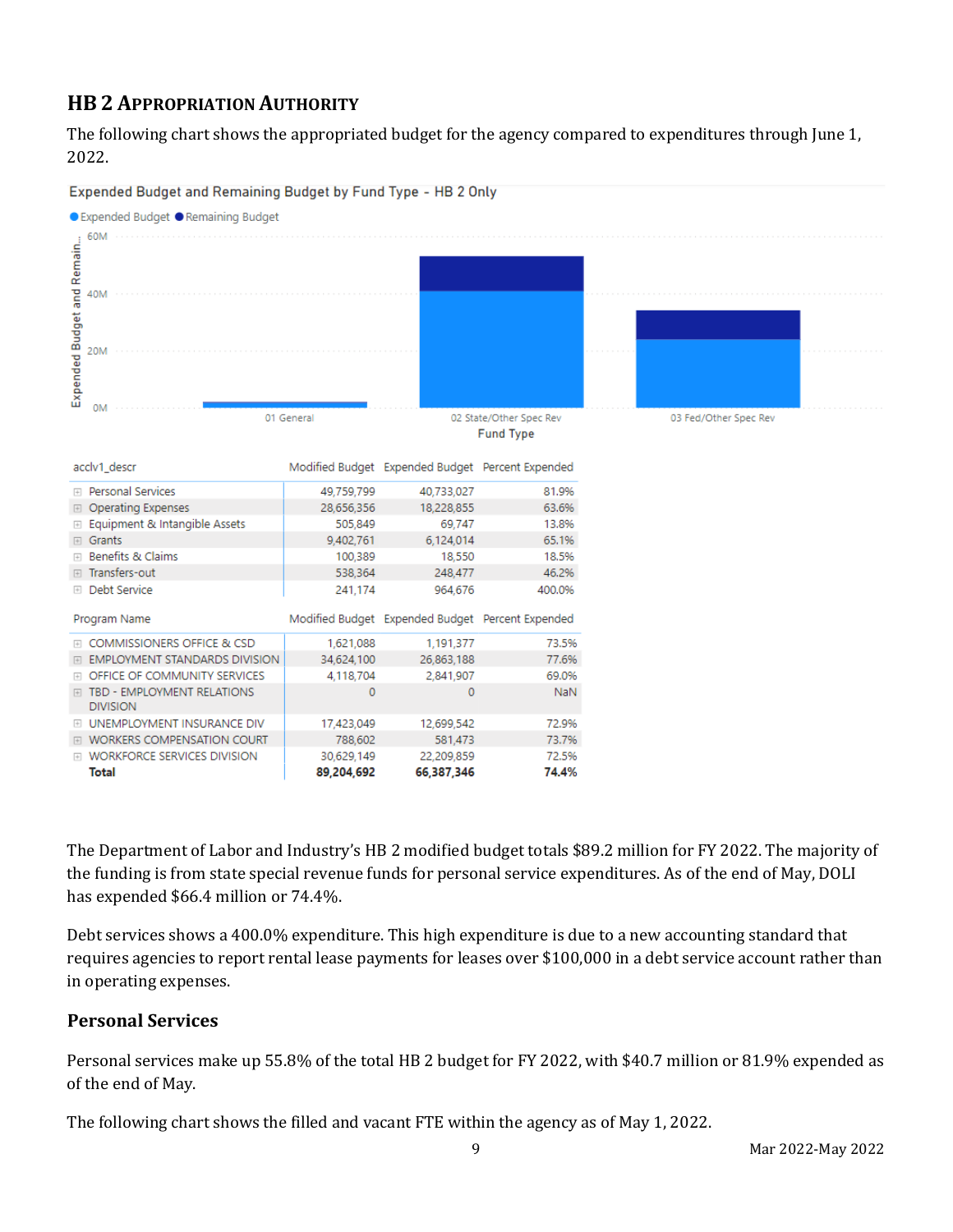## HB 2 Appropriation Authority

The following chart shows the appropriated budget for the agency compared to expenditures through June 1, 2022.

Expended Budget and Remaining Budget by Fund Type - HB 2 Only

Expended Budget
Remaining Budget

Expended Budget and Remain...

60M
40M
20M
0M

01 General
02 State/Other Spec Rev
03 Fed/Other Spec Rev

Fund Type

| acclv1_descr | Modified Budget | Expended Budget | Percent Expended |
|---|---|---|---|
| Personal Services | 49,759,799 | 40,733,027 | 81.9% |
| Operating Expenses | 28,656,356 | 18,228,855 | 63.6% |
| Equipment & Intangible Assets | 505,849 | 69,747 | 13.8% |
| Grants | 9,402,761 | 6,124,014 | 65.1% |
| Benefits & Claims | 100,389 | 18,550 | 18.5% |
| Transfers-out | 538,364 | 248,477 | 46.2% |
| Debt Service | 241,174 | 964,676 | 400.0% |

| Program Name | Modified Budget | Expended Budget | Percent Expended |
|---|---|---|---|
| COMMISSIONERS OFFICE & CSD | 1,621,088 | 1,191,377 | 73.5% |
| EMPLOYMENT STANDARDS DIVISION | 34,624,100 | 26,863,188 | 77.6% |
| OFFICE OF COMMUNITY SERVICES | 4,118,704 | 2,841,907 | 69.0% |
| TBD - EMPLOYMENT RELATIONS DIVISION | 0 | 0 | NaN |
| UNEMPLOYMENT INSURANCE DIV | 17,423,049 | 12,699,542 | 72.9% |
| WORKERS COMPENSATION COURT | 788,602 | 581,473 | 73.7% |
| WORKFORCE SERVICES DIVISION | 30,629,149 | 22,209,859 | 72.5% |
| **Total** | **89,204,692** | **66,387,346** | **74.4%** |

The Department of Labor and Industry's HB 2 modified budget totals $89.2 million for FY 2022. The majority of the funding is from state special revenue funds for personal service expenditures. As of the end of May, DOLI has expended $66.4 million or 74.4%.

Debt services shows a 400.0% expenditure. This high expenditure is due to a new accounting standard that requires agencies to report rental lease payments for leases over $100,000 in a debt service account rather than in operating expenses.

### Personal Services

Personal services make up 55.8% of the total HB 2 budget for FY 2022, with $40.7 million or 81.9% expended as of the end of May.

The following chart shows the filled and vacant FTE within the agency as of May 1, 2022.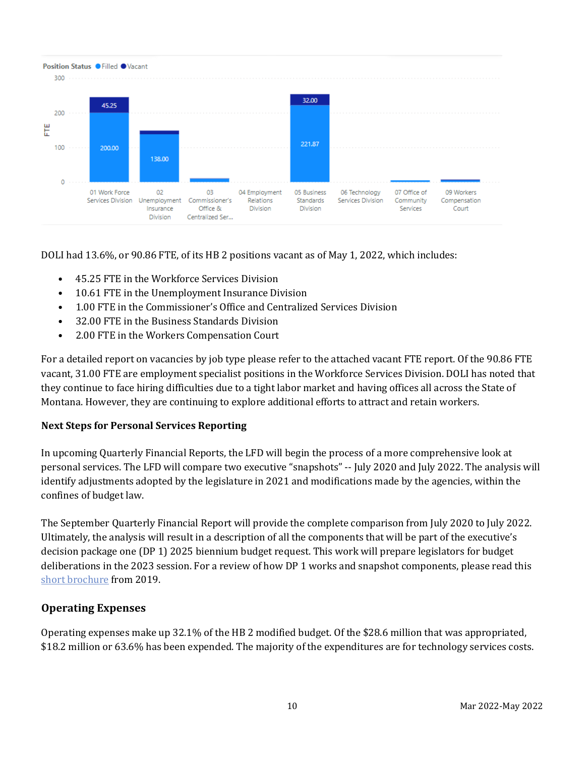Position Status ● Filled ● Vacant

300
200
100
0

FTE

45.25
200.00
138.00
32.00
221.87

01 Work Force Services Division
02 Unemployment Insurance Division
03 Commissioner's Office & Centralized Ser...
04 Employment Relations Division
05 Business Standards Division
06 Technology Services Division
07 Office of Community Services
09 Workers Compensation Court

DOLI had 13.6%, or 90.86 FTE, of its HB 2 positions vacant as of May 1, 2022, which includes:

- 45.25 FTE in the Workforce Services Division
- 10.61 FTE in the Unemployment Insurance Division
- 1.00 FTE in the Commissioner's Office and Centralized Services Division
- 32.00 FTE in the Business Standards Division
- 2.00 FTE in the Workers Compensation Court

For a detailed report on vacancies by job type please refer to the attached vacant FTE report. Of the 90.86 FTE vacant, 31.00 FTE are employment specialist positions in the Workforce Services Division. DOLI has noted that they continue to face hiring difficulties due to a tight labor market and having offices all across the State of Montana. However, they are continuing to explore additional efforts to attract and retain workers.

**Next Steps for Personal Services Reporting**

In upcoming Quarterly Financial Reports, the LFD will begin the process of a more comprehensive look at personal services. The LFD will compare two executive "snapshots" -- July 2020 and July 2022. The analysis will identify adjustments adopted by the legislature in 2021 and modifications made by the agencies, within the confines of budget law.

The September Quarterly Financial Report will provide the complete comparison from July 2020 to July 2022. Ultimately, the analysis will result in a description of all the components that will be part of the executive's decision package one (DP 1) 2025 biennium budget request. This work will prepare legislators for budget deliberations in the 2023 session. For a review of how DP 1 works and snapshot components, please read this short brochure from 2019.

## Operating Expenses

Operating expenses make up 32.1% of the HB 2 modified budget. Of the $28.6 million that was appropriated, $18.2 million or 63.6% has been expended. The majority of the expenditures are for technology services costs.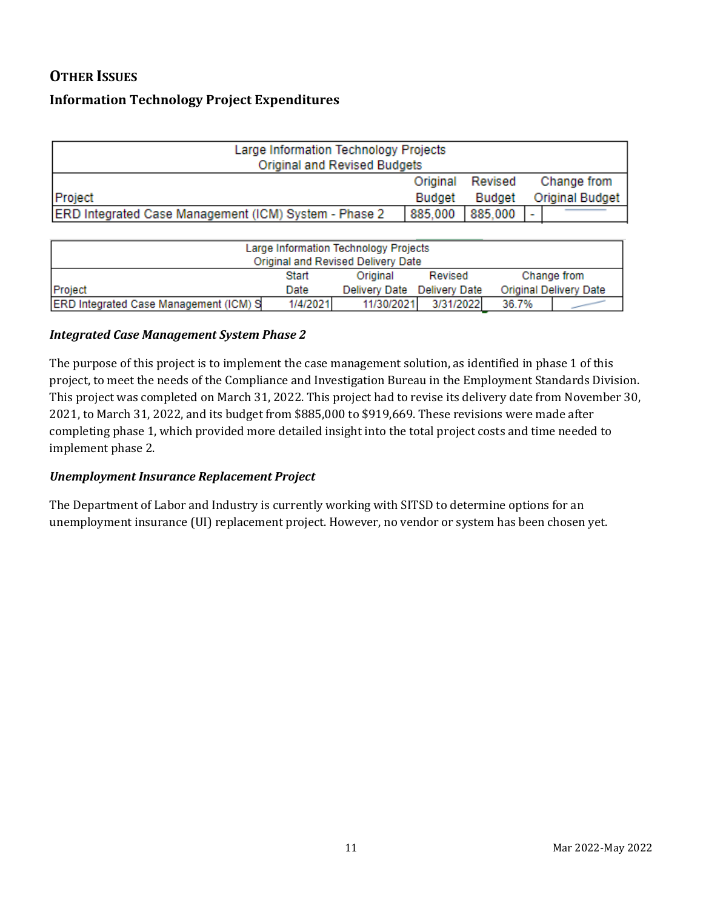## Other Issues

### Information Technology Project Expenditures

| Large Information Technology Projects Original and Revised Budgets | | | | |
|---|---|---|---|---|
| Project | Original Budget | Revised Budget | Change from Original Budget | |
| ERD Integrated Case Management (ICM) System - Phase 2 | 885,000 | 885,000 | - | |

| Large Information Technology Projects Original and Revised Delivery Date | | | | | |
|---|---|---|---|---|---|
| Project | Start Date | Original Delivery Date | Revised Delivery Date | Change from Original Delivery Date | |
| ERD Integrated Case Management (ICM) S | 1/4/2021 | 11/30/2021 | 3/31/2022 | 36.7% | |

#### *Integrated Case Management System Phase 2*

The purpose of this project is to implement the case management solution, as identified in phase 1 of this project, to meet the needs of the Compliance and Investigation Bureau in the Employment Standards Division. This project was completed on March 31, 2022. This project had to revise its delivery date from November 30, 2021, to March 31, 2022, and its budget from $885,000 to $919,669. These revisions were made after completing phase 1, which provided more detailed insight into the total project costs and time needed to implement phase 2.

#### *Unemployment Insurance Replacement Project*

The Department of Labor and Industry is currently working with SITSD to determine options for an unemployment insurance (UI) replacement project. However, no vendor or system has been chosen yet.